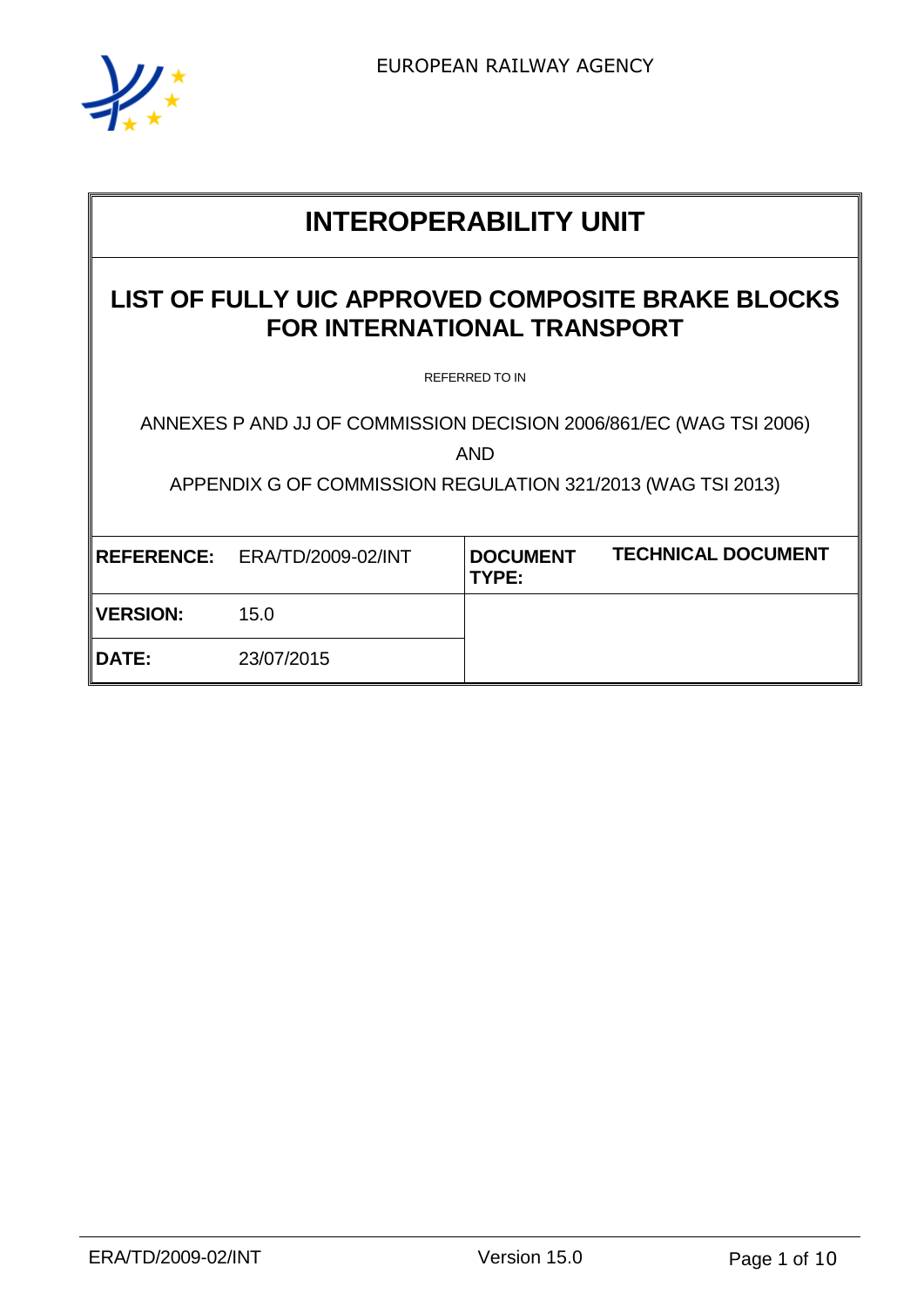EUROPEAN RAILWAY AGENCY

# INTEROPERABILITY UNIT

## LIST OF FULLY UIC APPROVED COMPOSITE BRAKE BLOCKS FOR INTERNATIONAL TRANSPORT

REFERRED TO IN

ANNEXES P AND JJ OF COMMISSION DECISION 2006/861/EC (WAG TSI 2006)

AND

APPENDIX G OF COMMISSION REGULATION 321/2013 (WAG TSI 2013)

| | | | |
|---|---|---|---|
| **REFERENCE:** | ERA/TD/2009-02/INT | **DOCUMENT TYPE:** | **TECHNICAL DOCUMENT** |
| **VERSION:** | 15.0 | | |
| **DATE:** | 23/07/2015 | | |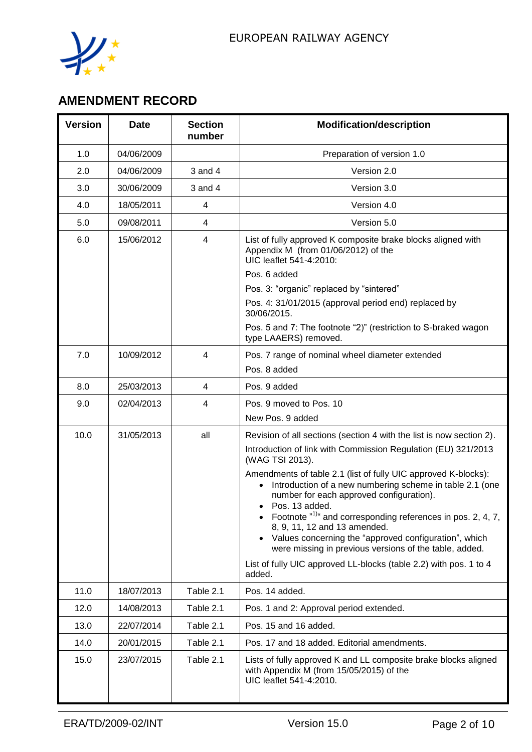## AMENDMENT RECORD

| Version | Date | Section number | Modification/description |
|---|---|---|---|
| 1.0 | 04/06/2009 | | Preparation of version 1.0 |
| 2.0 | 04/06/2009 | 3 and 4 | Version 2.0 |
| 3.0 | 30/06/2009 | 3 and 4 | Version 3.0 |
| 4.0 | 18/05/2011 | 4 | Version 4.0 |
| 5.0 | 09/08/2011 | 4 | Version 5.0 |
| 6.0 | 15/06/2012 | 4 | List of fully approved K composite brake blocks aligned with Appendix M (from 01/06/2012) of the UIC leaflet 541-4:2010:<br>Pos. 6 added<br>Pos. 3: "organic" replaced by "sintered"<br>Pos. 4: 31/01/2015 (approval period end) replaced by 30/06/2015.<br>Pos. 5 and 7: The footnote "2)" (restriction to S-braked wagon type LAAERS) removed. |
| 7.0 | 10/09/2012 | 4 | Pos. 7 range of nominal wheel diameter extended<br>Pos. 8 added |
| 8.0 | 25/03/2013 | 4 | Pos. 9 added |
| 9.0 | 02/04/2013 | 4 | Pos. 9 moved to Pos. 10<br>New Pos. 9 added |
| 10.0 | 31/05/2013 | all | Revision of all sections (section 4 with the list is now section 2).<br>Introduction of link with Commission Regulation (EU) 321/2013 (WAG TSI 2013).<br>Amendments of table 2.1 (list of fully UIC approved K-blocks):<br>• Introduction of a new numbering scheme in table 2.1 (one number for each approved configuration).<br>• Pos. 13 added.<br>• Footnote "1)" and corresponding references in pos. 2, 4, 7, 8, 9, 11, 12 and 13 amended.<br>• Values concerning the "approved configuration", which were missing in previous versions of the table, added.<br>List of fully UIC approved LL-blocks (table 2.2) with pos. 1 to 4 added. |
| 11.0 | 18/07/2013 | Table 2.1 | Pos. 14 added. |
| 12.0 | 14/08/2013 | Table 2.1 | Pos. 1 and 2: Approval period extended. |
| 13.0 | 22/07/2014 | Table 2.1 | Pos. 15 and 16 added. |
| 14.0 | 20/01/2015 | Table 2.1 | Pos. 17 and 18 added. Editorial amendments. |
| 15.0 | 23/07/2015 | Table 2.1 | Lists of fully approved K and LL composite brake blocks aligned with Appendix M (from 15/05/2015) of the UIC leaflet 541-4:2010. |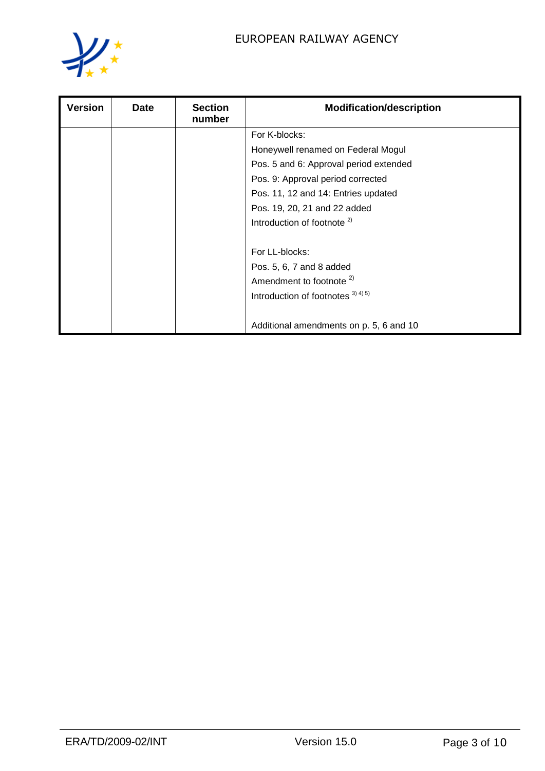| Version | Date | Section number | Modification/description |
|---|---|---|---|
| | | | For K-blocks:<br>Honeywell renamed on Federal Mogul<br>Pos. 5 and 6: Approval period extended<br>Pos. 9: Approval period corrected<br>Pos. 11, 12 and 14: Entries updated<br>Pos. 19, 20, 21 and 22 added<br>Introduction of footnote [2)]<br><br>For LL-blocks:<br>Pos. 5, 6, 7 and 8 added<br>Amendment to footnote [2)]<br>Introduction of footnotes [3)] [4)] [5)]<br><br>Additional amendments on p. 5, 6 and 10 |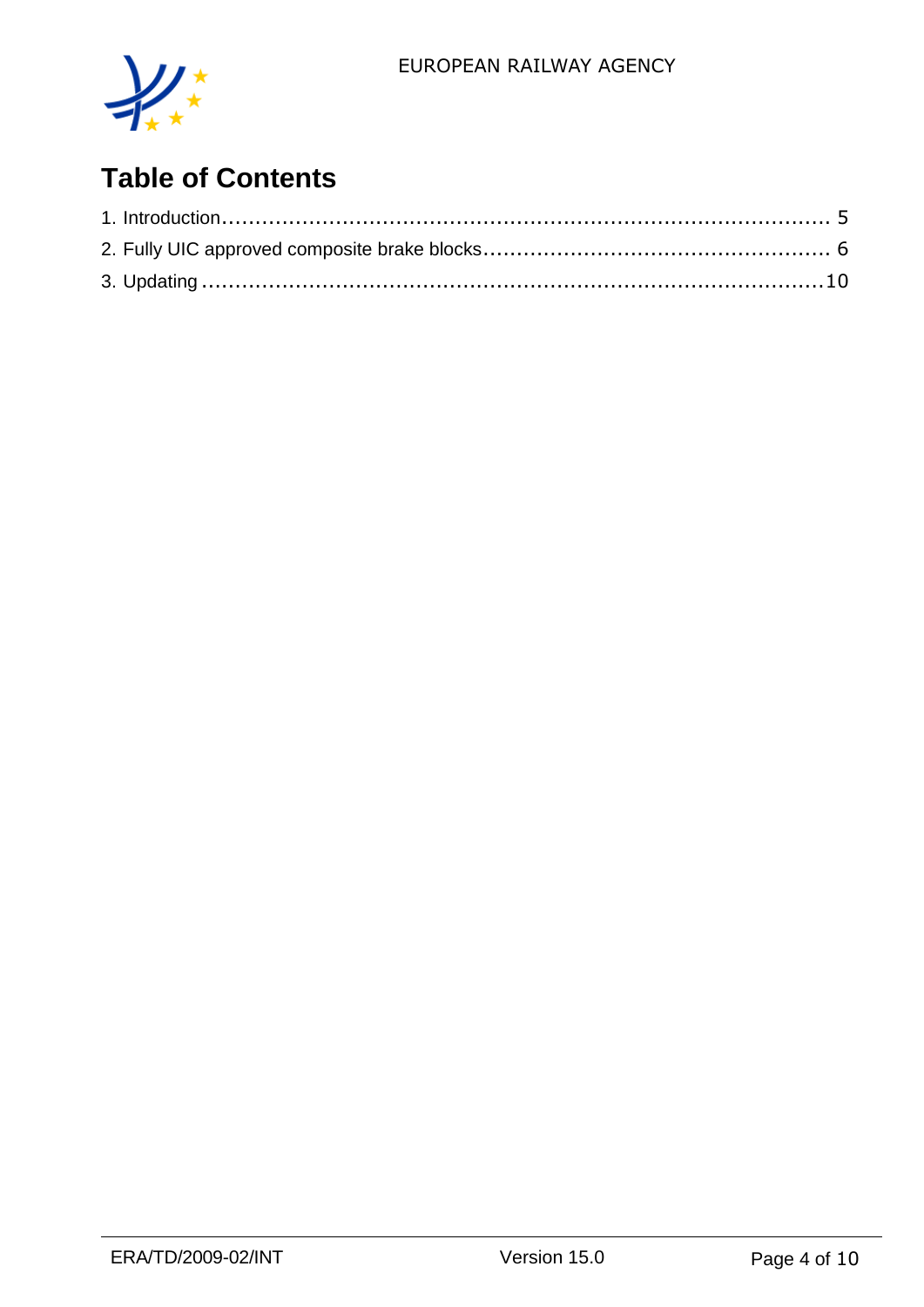# Table of Contents

1. Introduction........................................................................................ 5
2. Fully UIC approved composite brake blocks.................................................. 6
3. Updating ..........................................................................................10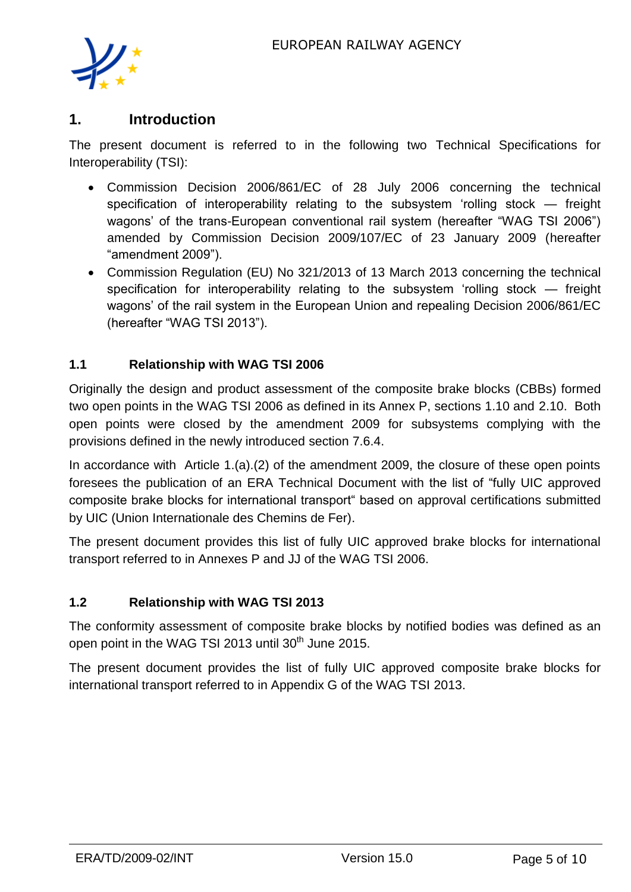# 1. Introduction

The present document is referred to in the following two Technical Specifications for Interoperability (TSI):

- Commission Decision 2006/861/EC of 28 July 2006 concerning the technical specification of interoperability relating to the subsystem 'rolling stock — freight wagons' of the trans-European conventional rail system (hereafter "WAG TSI 2006") amended by Commission Decision 2009/107/EC of 23 January 2009 (hereafter "amendment 2009").
- Commission Regulation (EU) No 321/2013 of 13 March 2013 concerning the technical specification for interoperability relating to the subsystem 'rolling stock — freight wagons' of the rail system in the European Union and repealing Decision 2006/861/EC (hereafter "WAG TSI 2013").

## 1.1 Relationship with WAG TSI 2006

Originally the design and product assessment of the composite brake blocks (CBBs) formed two open points in the WAG TSI 2006 as defined in its Annex P, sections 1.10 and 2.10. Both open points were closed by the amendment 2009 for subsystems complying with the provisions defined in the newly introduced section 7.6.4.

In accordance with Article 1.(a).(2) of the amendment 2009, the closure of these open points foresees the publication of an ERA Technical Document with the list of "fully UIC approved composite brake blocks for international transport" based on approval certifications submitted by UIC (Union Internationale des Chemins de Fer).

The present document provides this list of fully UIC approved brake blocks for international transport referred to in Annexes P and JJ of the WAG TSI 2006.

## 1.2 Relationship with WAG TSI 2013

The conformity assessment of composite brake blocks by notified bodies was defined as an open point in the WAG TSI 2013 until 30th June 2015.

The present document provides the list of fully UIC approved composite brake blocks for international transport referred to in Appendix G of the WAG TSI 2013.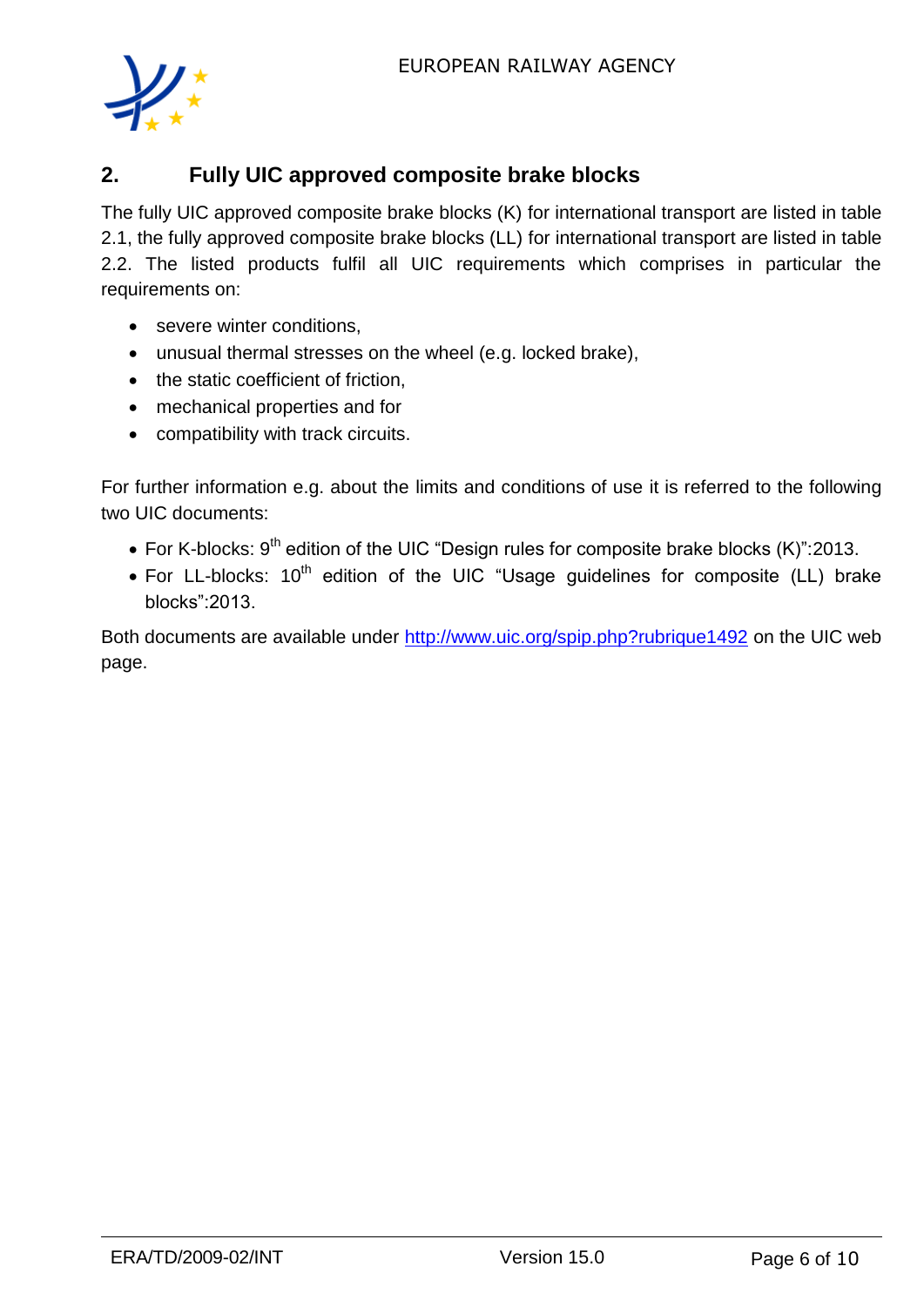## 2. Fully UIC approved composite brake blocks

The fully UIC approved composite brake blocks (K) for international transport are listed in table 2.1, the fully approved composite brake blocks (LL) for international transport are listed in table 2.2. The listed products fulfil all UIC requirements which comprises in particular the requirements on:

- severe winter conditions,
- unusual thermal stresses on the wheel (e.g. locked brake),
- the static coefficient of friction,
- mechanical properties and for
- compatibility with track circuits.

For further information e.g. about the limits and conditions of use it is referred to the following two UIC documents:

- For K-blocks: 9th edition of the UIC "Design rules for composite brake blocks (K)":2013.
- For LL-blocks: 10th edition of the UIC "Usage guidelines for composite (LL) brake blocks":2013.

Both documents are available under http://www.uic.org/spip.php?rubrique1492 on the UIC web page.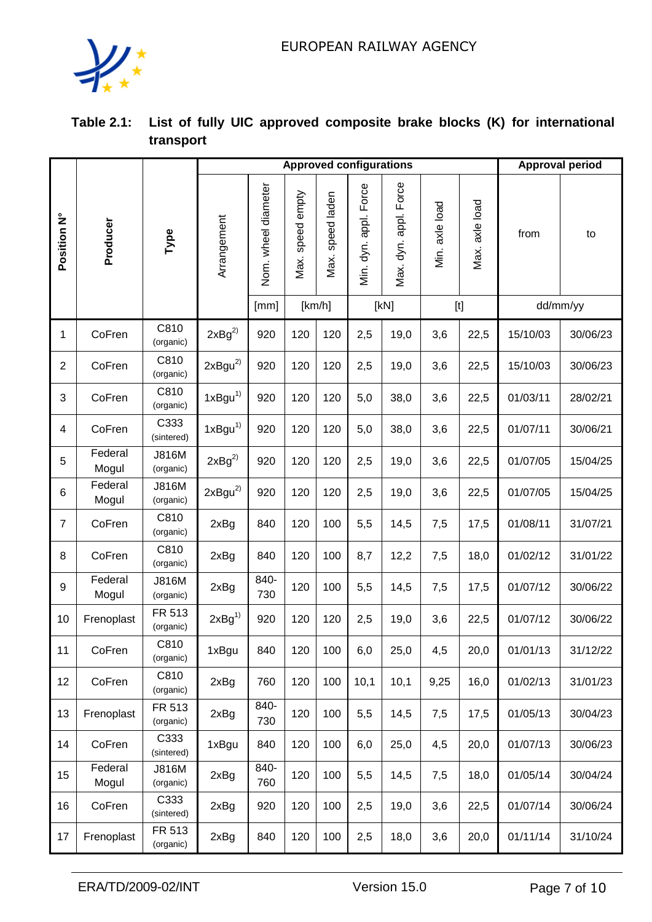**Table 2.1: List of fully UIC approved composite brake blocks (K) for international transport**

| Position N° | Producer | Type | Approved configurations | | | | | | | | Approval period | |
|---|---|---|---|---|---|---|---|---|---|---|---|---|
| | | | Arrangement | Nom. wheel diameter | Max. speed empty | Max. speed laden | Min. dyn. appl. Force | Max. dyn. appl. Force | Min. axle load | Max. axle load | from | to |
| | | | | [mm] | [km/h] | | [kN] | | [t] | | dd/mm/yy | |
| 1 | CoFren | C810 (organic) | 2xBg[2)] | 920 | 120 | 120 | 2,5 | 19,0 | 3,6 | 22,5 | 15/10/03 | 30/06/23 |
| 2 | CoFren | C810 (organic) | 2xBgu[2)] | 920 | 120 | 120 | 2,5 | 19,0 | 3,6 | 22,5 | 15/10/03 | 30/06/23 |
| 3 | CoFren | C810 (organic) | 1xBgu[1)] | 920 | 120 | 120 | 5,0 | 38,0 | 3,6 | 22,5 | 01/03/11 | 28/02/21 |
| 4 | CoFren | C333 (sintered) | 1xBgu[1)] | 920 | 120 | 120 | 5,0 | 38,0 | 3,6 | 22,5 | 01/07/11 | 30/06/21 |
| 5 | Federal Mogul | J816M (organic) | 2xBg[2)] | 920 | 120 | 120 | 2,5 | 19,0 | 3,6 | 22,5 | 01/07/05 | 15/04/25 |
| 6 | Federal Mogul | J816M (organic) | 2xBgu[2)] | 920 | 120 | 120 | 2,5 | 19,0 | 3,6 | 22,5 | 01/07/05 | 15/04/25 |
| 7 | CoFren | C810 (organic) | 2xBg | 840 | 120 | 100 | 5,5 | 14,5 | 7,5 | 17,5 | 01/08/11 | 31/07/21 |
| 8 | CoFren | C810 (organic) | 2xBg | 840 | 120 | 100 | 8,7 | 12,2 | 7,5 | 18,0 | 01/02/12 | 31/01/22 |
| 9 | Federal Mogul | J816M (organic) | 2xBg | 840-730 | 120 | 100 | 5,5 | 14,5 | 7,5 | 17,5 | 01/07/12 | 30/06/22 |
| 10 | Frenoplast | FR 513 (organic) | 2xBg[1)] | 920 | 120 | 120 | 2,5 | 19,0 | 3,6 | 22,5 | 01/07/12 | 30/06/22 |
| 11 | CoFren | C810 (organic) | 1xBgu | 840 | 120 | 100 | 6,0 | 25,0 | 4,5 | 20,0 | 01/01/13 | 31/12/22 |
| 12 | CoFren | C810 (organic) | 2xBg | 760 | 120 | 100 | 10,1 | 10,1 | 9,25 | 16,0 | 01/02/13 | 31/01/23 |
| 13 | Frenoplast | FR 513 (organic) | 2xBg | 840-730 | 120 | 100 | 5,5 | 14,5 | 7,5 | 17,5 | 01/05/13 | 30/04/23 |
| 14 | CoFren | C333 (sintered) | 1xBgu | 840 | 120 | 100 | 6,0 | 25,0 | 4,5 | 20,0 | 01/07/13 | 30/06/23 |
| 15 | Federal Mogul | J816M (organic) | 2xBg | 840-760 | 120 | 100 | 5,5 | 14,5 | 7,5 | 18,0 | 01/05/14 | 30/04/24 |
| 16 | CoFren | C333 (sintered) | 2xBg | 920 | 120 | 100 | 2,5 | 19,0 | 3,6 | 22,5 | 01/07/14 | 30/06/24 |
| 17 | Frenoplast | FR 513 (organic) | 2xBg | 840 | 120 | 100 | 2,5 | 18,0 | 3,6 | 20,0 | 01/11/14 | 31/10/24 |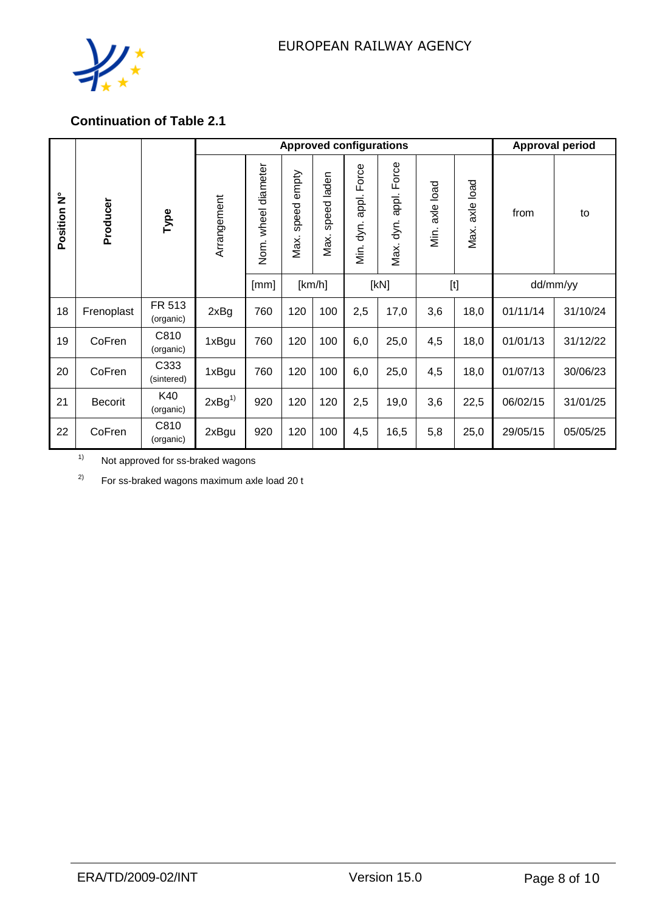## Continuation of Table 2.1

| Position N° | Producer | Type | Approved configurations | | | | | | | | Approval period | |
|---|---|---|---|---|---|---|---|---|---|---|---|---|
| | | | Arrangement | Nom. wheel diameter | Max. speed empty | Max. speed laden | Min. dyn. appl. Force | Max. dyn. appl. Force | Min. axle load | Max. axle load | from | to |
| | | | | [mm] | [km/h] | | [kN] | | [t] | | dd/mm/yy | |
| 18 | Frenoplast | FR 513 (organic) | 2xBg | 760 | 120 | 100 | 2,5 | 17,0 | 3,6 | 18,0 | 01/11/14 | 31/10/24 |
| 19 | CoFren | C810 (organic) | 1xBgu | 760 | 120 | 100 | 6,0 | 25,0 | 4,5 | 18,0 | 01/01/13 | 31/12/22 |
| 20 | CoFren | C333 (sintered) | 1xBgu | 760 | 120 | 100 | 6,0 | 25,0 | 4,5 | 18,0 | 01/07/13 | 30/06/23 |
| 21 | Becorit | K40 (organic) | 2xBg[1)] | 920 | 120 | 120 | 2,5 | 19,0 | 3,6 | 22,5 | 06/02/15 | 31/01/25 |
| 22 | CoFren | C810 (organic) | 2xBgu | 920 | 120 | 100 | 4,5 | 16,5 | 5,8 | 25,0 | 29/05/15 | 05/05/25 |

1) Not approved for ss-braked wagons

2) For ss-braked wagons maximum axle load 20 t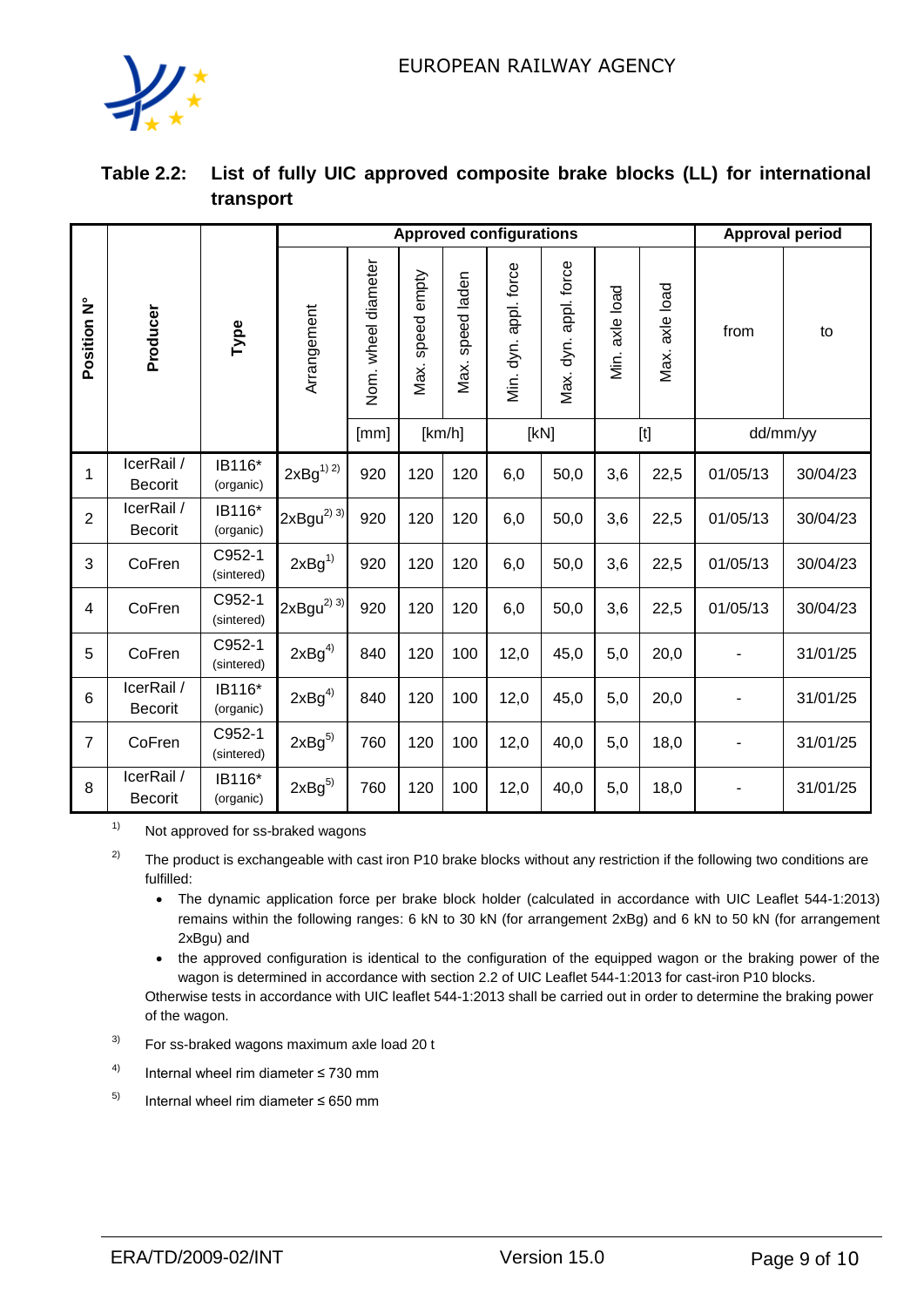**Table 2.2: List of fully UIC approved composite brake blocks (LL) for international transport**

| Position N° | Producer | Type | Approved configurations | | | | | | | | Approval period | |
|---|---|---|---|---|---|---|---|---|---|---|---|---|
| | | | Arrangement | Nom. wheel diameter | Max. speed empty | Max. speed laden | Min. dyn. appl. force | Max. dyn. appl. force | Min. axle load | Max. axle load | from | to |
| | | | | [mm] | [km/h] | | [kN] | | [t] | | dd/mm/yy | |
| 1 | IcerRail / Becorit | IB116* (organic) | 2xBg[1) 2)] | 920 | 120 | 120 | 6,0 | 50,0 | 3,6 | 22,5 | 01/05/13 | 30/04/23 |
| 2 | IcerRail / Becorit | IB116* (organic) | 2xBgu[2) 3)] | 920 | 120 | 120 | 6,0 | 50,0 | 3,6 | 22,5 | 01/05/13 | 30/04/23 |
| 3 | CoFren | C952-1 (sintered) | 2xBg[1)] | 920 | 120 | 120 | 6,0 | 50,0 | 3,6 | 22,5 | 01/05/13 | 30/04/23 |
| 4 | CoFren | C952-1 (sintered) | 2xBgu[2) 3)] | 920 | 120 | 120 | 6,0 | 50,0 | 3,6 | 22,5 | 01/05/13 | 30/04/23 |
| 5 | CoFren | C952-1 (sintered) | 2xBg[4)] | 840 | 120 | 100 | 12,0 | 45,0 | 5,0 | 20,0 | - | 31/01/25 |
| 6 | IcerRail / Becorit | IB116* (organic) | 2xBg[4)] | 840 | 120 | 100 | 12,0 | 45,0 | 5,0 | 20,0 | - | 31/01/25 |
| 7 | CoFren | C952-1 (sintered) | 2xBg[5)] | 760 | 120 | 100 | 12,0 | 40,0 | 5,0 | 18,0 | - | 31/01/25 |
| 8 | IcerRail / Becorit | IB116* (organic) | 2xBg[5)] | 760 | 120 | 100 | 12,0 | 40,0 | 5,0 | 18,0 | - | 31/01/25 |

1) Not approved for ss-braked wagons

2) The product is exchangeable with cast iron P10 brake blocks without any restriction if the following two conditions are fulfilled:

- The dynamic application force per brake block holder (calculated in accordance with UIC Leaflet 544-1:2013) remains within the following ranges: 6 kN to 30 kN (for arrangement 2xBg) and 6 kN to 50 kN (for arrangement 2xBgu) and
- the approved configuration is identical to the configuration of the equipped wagon or the braking power of the wagon is determined in accordance with section 2.2 of UIC Leaflet 544-1:2013 for cast-iron P10 blocks.

Otherwise tests in accordance with UIC leaflet 544-1:2013 shall be carried out in order to determine the braking power of the wagon.

3) For ss-braked wagons maximum axle load 20 t

4) Internal wheel rim diameter ≤ 730 mm

5) Internal wheel rim diameter ≤ 650 mm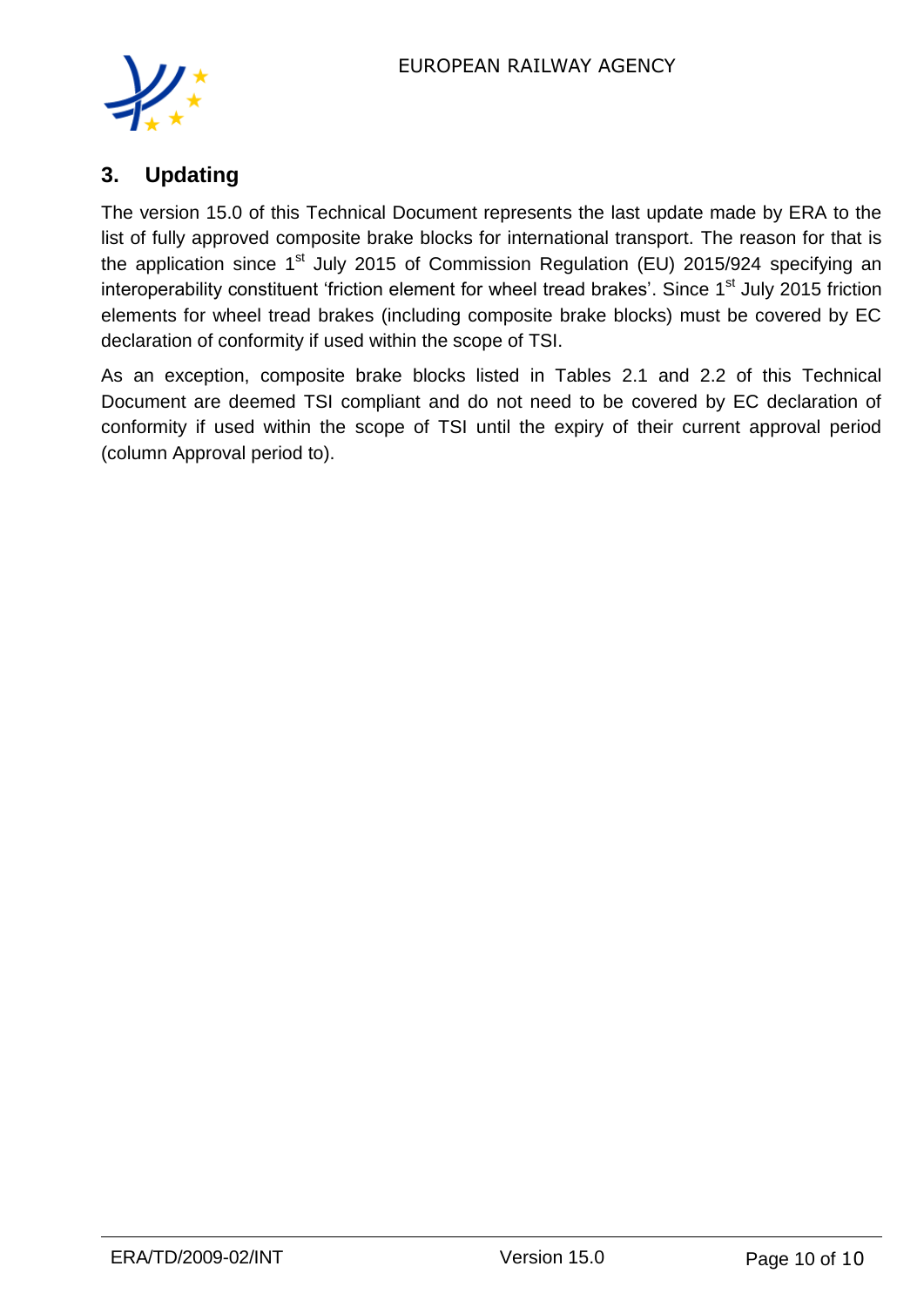## 3. Updating

The version 15.0 of this Technical Document represents the last update made by ERA to the list of fully approved composite brake blocks for international transport. The reason for that is the application since 1st July 2015 of Commission Regulation (EU) 2015/924 specifying an interoperability constituent ‘friction element for wheel tread brakes’. Since 1st July 2015 friction elements for wheel tread brakes (including composite brake blocks) must be covered by EC declaration of conformity if used within the scope of TSI.

As an exception, composite brake blocks listed in Tables 2.1 and 2.2 of this Technical Document are deemed TSI compliant and do not need to be covered by EC declaration of conformity if used within the scope of TSI until the expiry of their current approval period (column Approval period to).